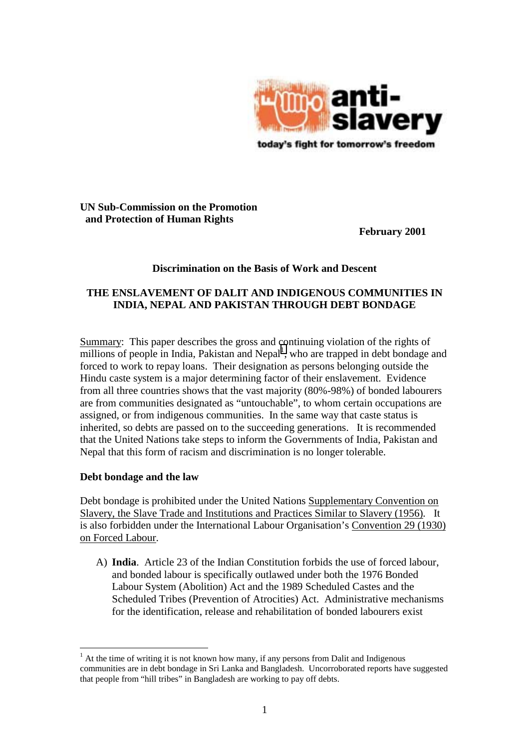anti-slavery

today's fight for tomorrow's freedom

**UN Sub-Commission on the Promotion and Protection of Human Rights**

**February 2001**

**Discrimination on the Basis of Work and Descent**

**THE ENSLAVEMENT OF DALIT AND INDIGENOUS COMMUNITIES IN INDIA, NEPAL AND PAKISTAN THROUGH DEBT BONDAGE**

Summary: This paper describes the gross and continuing violation of the rights of millions of people in India, Pakistan and Nepal[1], who are trapped in debt bondage and forced to work to repay loans. Their designation as persons belonging outside the Hindu caste system is a major determining factor of their enslavement. Evidence from all three countries shows that the vast majority (80%-98%) of bonded labourers are from communities designated as "untouchable", to whom certain occupations are assigned, or from indigenous communities. In the same way that caste status is inherited, so debts are passed on to the succeeding generations. It is recommended that the United Nations take steps to inform the Governments of India, Pakistan and Nepal that this form of racism and discrimination is no longer tolerable.

**Debt bondage and the law**

Debt bondage is prohibited under the United Nations Supplementary Convention on Slavery, the Slave Trade and Institutions and Practices Similar to Slavery (1956). It is also forbidden under the International Labour Organisation's Convention 29 (1930) on Forced Labour.

A) **India**. Article 23 of the Indian Constitution forbids the use of forced labour, and bonded labour is specifically outlawed under both the 1976 Bonded Labour System (Abolition) Act and the 1989 Scheduled Castes and the Scheduled Tribes (Prevention of Atrocities) Act. Administrative mechanisms for the identification, release and rehabilitation of bonded labourers exist

[1] At the time of writing it is not known how many, if any persons from Dalit and Indigenous communities are in debt bondage in Sri Lanka and Bangladesh. Uncorroborated reports have suggested that people from "hill tribes" in Bangladesh are working to pay off debts.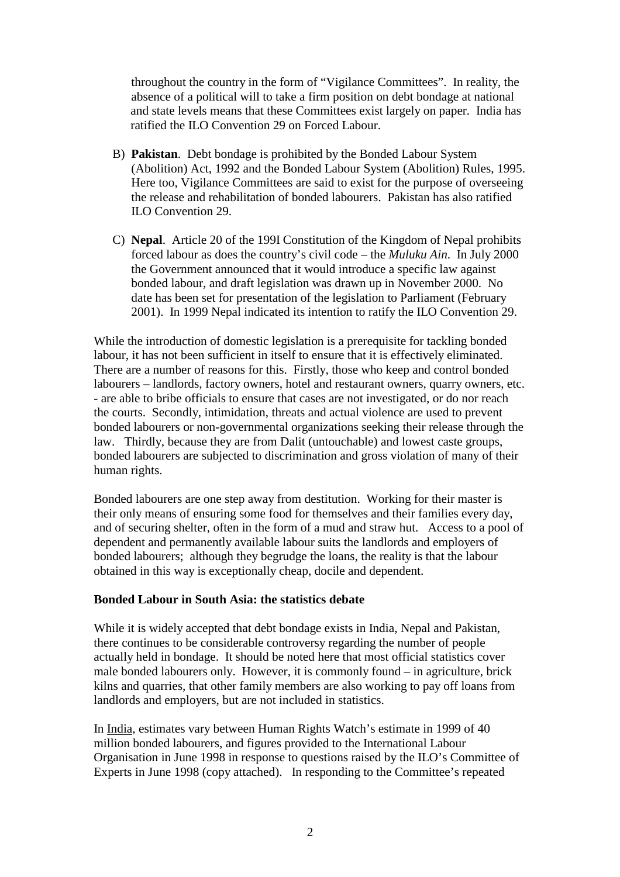throughout the country in the form of "Vigilance Committees". In reality, the absence of a political will to take a firm position on debt bondage at national and state levels means that these Committees exist largely on paper. India has ratified the ILO Convention 29 on Forced Labour.

B) **Pakistan**. Debt bondage is prohibited by the Bonded Labour System (Abolition) Act, 1992 and the Bonded Labour System (Abolition) Rules, 1995. Here too, Vigilance Committees are said to exist for the purpose of overseeing the release and rehabilitation of bonded labourers. Pakistan has also ratified ILO Convention 29.

C) **Nepal**. Article 20 of the 199I Constitution of the Kingdom of Nepal prohibits forced labour as does the country's civil code – the *Muluku Ain*. In July 2000 the Government announced that it would introduce a specific law against bonded labour, and draft legislation was drawn up in November 2000. No date has been set for presentation of the legislation to Parliament (February 2001). In 1999 Nepal indicated its intention to ratify the ILO Convention 29.

While the introduction of domestic legislation is a prerequisite for tackling bonded labour, it has not been sufficient in itself to ensure that it is effectively eliminated. There are a number of reasons for this. Firstly, those who keep and control bonded labourers – landlords, factory owners, hotel and restaurant owners, quarry owners, etc. - are able to bribe officials to ensure that cases are not investigated, or do nor reach the courts. Secondly, intimidation, threats and actual violence are used to prevent bonded labourers or non-governmental organizations seeking their release through the law. Thirdly, because they are from Dalit (untouchable) and lowest caste groups, bonded labourers are subjected to discrimination and gross violation of many of their human rights.

Bonded labourers are one step away from destitution. Working for their master is their only means of ensuring some food for themselves and their families every day, and of securing shelter, often in the form of a mud and straw hut. Access to a pool of dependent and permanently available labour suits the landlords and employers of bonded labourers; although they begrudge the loans, the reality is that the labour obtained in this way is exceptionally cheap, docile and dependent.

**Bonded Labour in South Asia: the statistics debate**

While it is widely accepted that debt bondage exists in India, Nepal and Pakistan, there continues to be considerable controversy regarding the number of people actually held in bondage. It should be noted here that most official statistics cover male bonded labourers only. However, it is commonly found – in agriculture, brick kilns and quarries, that other family members are also working to pay off loans from landlords and employers, but are not included in statistics.

In India, estimates vary between Human Rights Watch's estimate in 1999 of 40 million bonded labourers, and figures provided to the International Labour Organisation in June 1998 in response to questions raised by the ILO's Committee of Experts in June 1998 (copy attached). In responding to the Committee's repeated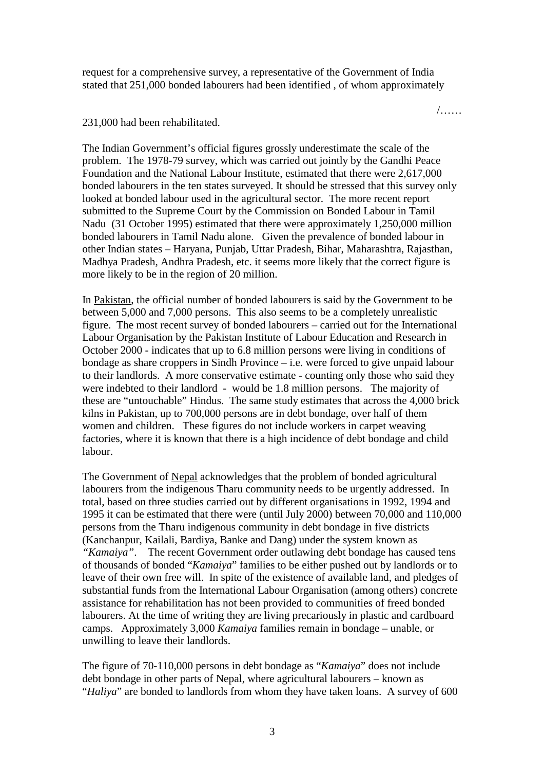request for a comprehensive survey, a representative of the Government of India stated that 251,000 bonded labourers had been identified , of whom approximately

231,000 had been rehabilitated.

The Indian Government's official figures grossly underestimate the scale of the problem. The 1978-79 survey, which was carried out jointly by the Gandhi Peace Foundation and the National Labour Institute, estimated that there were 2,617,000 bonded labourers in the ten states surveyed. It should be stressed that this survey only looked at bonded labour used in the agricultural sector. The more recent report submitted to the Supreme Court by the Commission on Bonded Labour in Tamil Nadu (31 October 1995) estimated that there were approximately 1,250,000 million bonded labourers in Tamil Nadu alone. Given the prevalence of bonded labour in other Indian states – Haryana, Punjab, Uttar Pradesh, Bihar, Maharashtra, Rajasthan, Madhya Pradesh, Andhra Pradesh, etc. it seems more likely that the correct figure is more likely to be in the region of 20 million.

In Pakistan, the official number of bonded labourers is said by the Government to be between 5,000 and 7,000 persons. This also seems to be a completely unrealistic figure. The most recent survey of bonded labourers – carried out for the International Labour Organisation by the Pakistan Institute of Labour Education and Research in October 2000 - indicates that up to 6.8 million persons were living in conditions of bondage as share croppers in Sindh Province – i.e. were forced to give unpaid labour to their landlords. A more conservative estimate - counting only those who said they were indebted to their landlord - would be 1.8 million persons. The majority of these are "untouchable" Hindus. The same study estimates that across the 4,000 brick kilns in Pakistan, up to 700,000 persons are in debt bondage, over half of them women and children. These figures do not include workers in carpet weaving factories, where it is known that there is a high incidence of debt bondage and child labour.

The Government of Nepal acknowledges that the problem of bonded agricultural labourers from the indigenous Tharu community needs to be urgently addressed. In total, based on three studies carried out by different organisations in 1992, 1994 and 1995 it can be estimated that there were (until July 2000) between 70,000 and 110,000 persons from the Tharu indigenous community in debt bondage in five districts (Kanchanpur, Kailali, Bardiya, Banke and Dang) under the system known as *"Kamaiya"*. The recent Government order outlawing debt bondage has caused tens of thousands of bonded "*Kamaiya*" families to be either pushed out by landlords or to leave of their own free will. In spite of the existence of available land, and pledges of substantial funds from the International Labour Organisation (among others) concrete assistance for rehabilitation has not been provided to communities of freed bonded labourers. At the time of writing they are living precariously in plastic and cardboard camps. Approximately 3,000 *Kamaiya* families remain in bondage – unable, or unwilling to leave their landlords.

The figure of 70-110,000 persons in debt bondage as "*Kamaiya*" does not include debt bondage in other parts of Nepal, where agricultural labourers – known as "*Haliya*" are bonded to landlords from whom they have taken loans. A survey of 600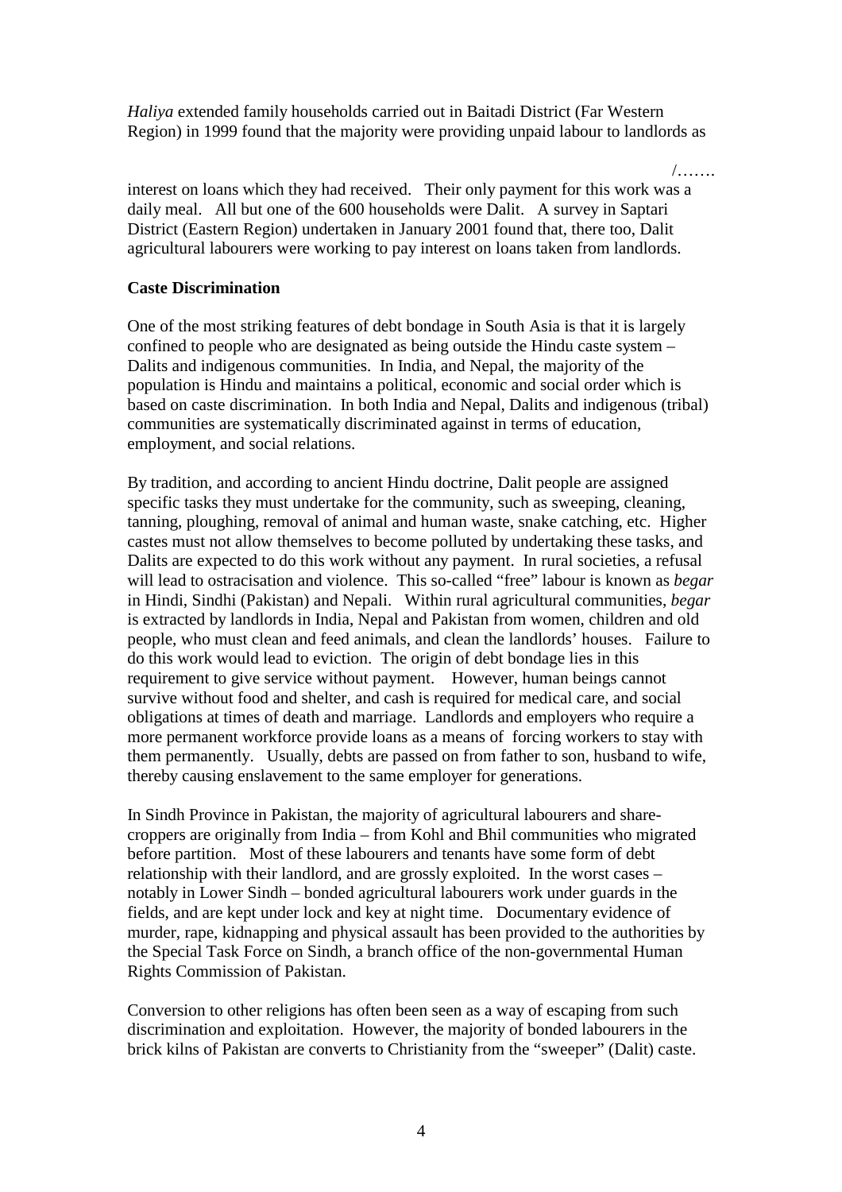*Haliya* extended family households carried out in Baitadi District (Far Western Region) in 1999 found that the majority were providing unpaid labour to landlords as interest on loans which they had received. Their only payment for this work was a daily meal. All but one of the 600 households were Dalit. A survey in Saptari District (Eastern Region) undertaken in January 2001 found that, there too, Dalit agricultural labourers were working to pay interest on loans taken from landlords.

**Caste Discrimination**

One of the most striking features of debt bondage in South Asia is that it is largely confined to people who are designated as being outside the Hindu caste system – Dalits and indigenous communities. In India, and Nepal, the majority of the population is Hindu and maintains a political, economic and social order which is based on caste discrimination. In both India and Nepal, Dalits and indigenous (tribal) communities are systematically discriminated against in terms of education, employment, and social relations.

By tradition, and according to ancient Hindu doctrine, Dalit people are assigned specific tasks they must undertake for the community, such as sweeping, cleaning, tanning, ploughing, removal of animal and human waste, snake catching, etc. Higher castes must not allow themselves to become polluted by undertaking these tasks, and Dalits are expected to do this work without any payment. In rural societies, a refusal will lead to ostracisation and violence. This so-called "free" labour is known as *begar* in Hindi, Sindhi (Pakistan) and Nepali. Within rural agricultural communities, *begar* is extracted by landlords in India, Nepal and Pakistan from women, children and old people, who must clean and feed animals, and clean the landlords' houses. Failure to do this work would lead to eviction. The origin of debt bondage lies in this requirement to give service without payment. However, human beings cannot survive without food and shelter, and cash is required for medical care, and social obligations at times of death and marriage. Landlords and employers who require a more permanent workforce provide loans as a means of forcing workers to stay with them permanently. Usually, debts are passed on from father to son, husband to wife, thereby causing enslavement to the same employer for generations.

In Sindh Province in Pakistan, the majority of agricultural labourers and share-croppers are originally from India – from Kohl and Bhil communities who migrated before partition. Most of these labourers and tenants have some form of debt relationship with their landlord, and are grossly exploited. In the worst cases – notably in Lower Sindh – bonded agricultural labourers work under guards in the fields, and are kept under lock and key at night time. Documentary evidence of murder, rape, kidnapping and physical assault has been provided to the authorities by the Special Task Force on Sindh, a branch office of the non-governmental Human Rights Commission of Pakistan.

Conversion to other religions has often been seen as a way of escaping from such discrimination and exploitation. However, the majority of bonded labourers in the brick kilns of Pakistan are converts to Christianity from the "sweeper" (Dalit) caste.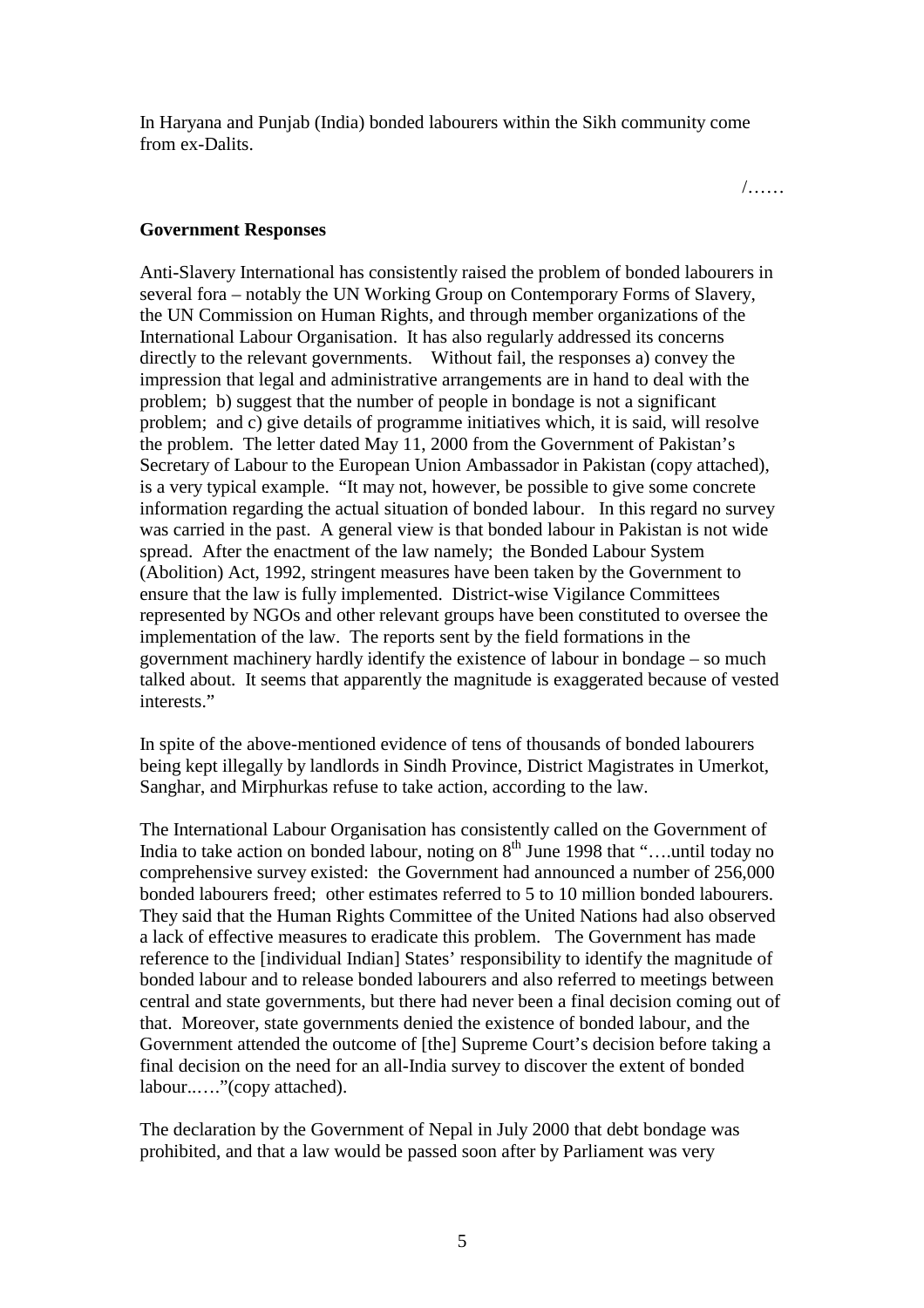In Haryana and Punjab (India) bonded labourers within the Sikh community come from ex-Dalits.

/……

**Government Responses**

Anti-Slavery International has consistently raised the problem of bonded labourers in several fora – notably the UN Working Group on Contemporary Forms of Slavery, the UN Commission on Human Rights, and through member organizations of the International Labour Organisation. It has also regularly addressed its concerns directly to the relevant governments. Without fail, the responses a) convey the impression that legal and administrative arrangements are in hand to deal with the problem; b) suggest that the number of people in bondage is not a significant problem; and c) give details of programme initiatives which, it is said, will resolve the problem. The letter dated May 11, 2000 from the Government of Pakistan's Secretary of Labour to the European Union Ambassador in Pakistan (copy attached), is a very typical example. "It may not, however, be possible to give some concrete information regarding the actual situation of bonded labour. In this regard no survey was carried in the past. A general view is that bonded labour in Pakistan is not wide spread. After the enactment of the law namely; the Bonded Labour System (Abolition) Act, 1992, stringent measures have been taken by the Government to ensure that the law is fully implemented. District-wise Vigilance Committees represented by NGOs and other relevant groups have been constituted to oversee the implementation of the law. The reports sent by the field formations in the government machinery hardly identify the existence of labour in bondage – so much talked about. It seems that apparently the magnitude is exaggerated because of vested interests."

In spite of the above-mentioned evidence of tens of thousands of bonded labourers being kept illegally by landlords in Sindh Province, District Magistrates in Umerkot, Sanghar, and Mirphurkas refuse to take action, according to the law.

The International Labour Organisation has consistently called on the Government of India to take action on bonded labour, noting on 8th June 1998 that "….until today no comprehensive survey existed: the Government had announced a number of 256,000 bonded labourers freed; other estimates referred to 5 to 10 million bonded labourers. They said that the Human Rights Committee of the United Nations had also observed a lack of effective measures to eradicate this problem. The Government has made reference to the [individual Indian] States' responsibility to identify the magnitude of bonded labour and to release bonded labourers and also referred to meetings between central and state governments, but there had never been a final decision coming out of that. Moreover, state governments denied the existence of bonded labour, and the Government attended the outcome of [the] Supreme Court's decision before taking a final decision on the need for an all-India survey to discover the extent of bonded labour..…"(copy attached).

The declaration by the Government of Nepal in July 2000 that debt bondage was prohibited, and that a law would be passed soon after by Parliament was very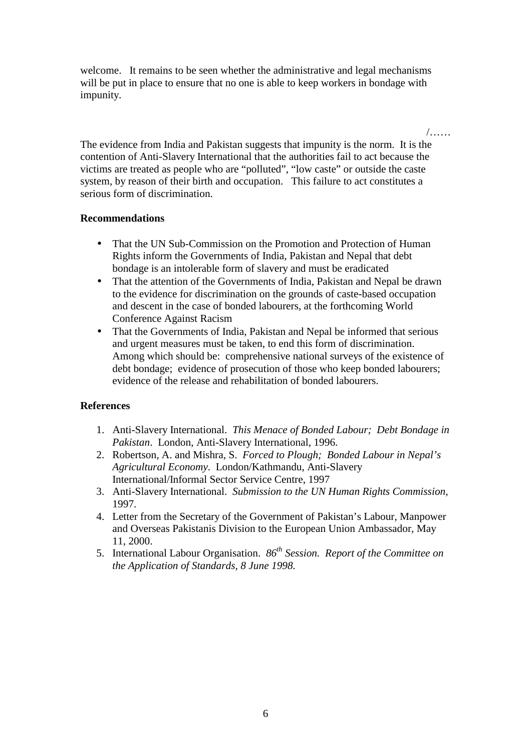welcome. It remains to be seen whether the administrative and legal mechanisms will be put in place to ensure that no one is able to keep workers in bondage with impunity.

/……

The evidence from India and Pakistan suggests that impunity is the norm. It is the contention of Anti-Slavery International that the authorities fail to act because the victims are treated as people who are "polluted", "low caste" or outside the caste system, by reason of their birth and occupation. This failure to act constitutes a serious form of discrimination.

**Recommendations**

- That the UN Sub-Commission on the Promotion and Protection of Human Rights inform the Governments of India, Pakistan and Nepal that debt bondage is an intolerable form of slavery and must be eradicated
- That the attention of the Governments of India, Pakistan and Nepal be drawn to the evidence for discrimination on the grounds of caste-based occupation and descent in the case of bonded labourers, at the forthcoming World Conference Against Racism
- That the Governments of India, Pakistan and Nepal be informed that serious and urgent measures must be taken, to end this form of discrimination. Among which should be: comprehensive national surveys of the existence of debt bondage; evidence of prosecution of those who keep bonded labourers; evidence of the release and rehabilitation of bonded labourers.

**References**

1. Anti-Slavery International. *This Menace of Bonded Labour; Debt Bondage in Pakistan*. London, Anti-Slavery International, 1996.
2. Robertson, A. and Mishra, S. *Forced to Plough; Bonded Labour in Nepal's Agricultural Economy*. London/Kathmandu, Anti-Slavery International/Informal Sector Service Centre, 1997
3. Anti-Slavery International. *Submission to the UN Human Rights Commission*, 1997.
4. Letter from the Secretary of the Government of Pakistan's Labour, Manpower and Overseas Pakistanis Division to the European Union Ambassador, May 11, 2000.
5. International Labour Organisation. *86th Session. Report of the Committee on the Application of Standards, 8 June 1998.*